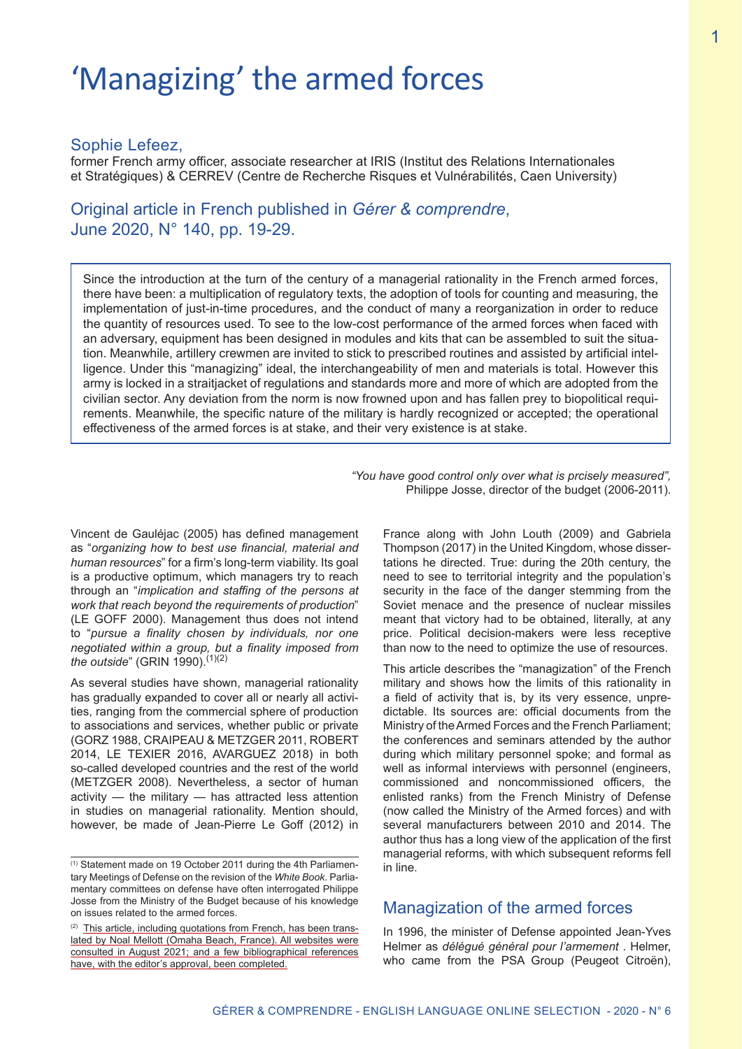# 'Managizing' the armed forces

Sophie Lefeez,

former French army officer, associate researcher at IRIS (Institut des Relations Internationales et Stratégiques) & CERREV (Centre de Recherche Risques et Vulnérabilités, Caen University)

Original article in French published in *Gérer & comprendre*, June 2020, N° 140, pp. 19-29.

Since the introduction at the turn of the century of a managerial rationality in the French armed forces, there have been: a multiplication of regulatory texts, the adoption of tools for counting and measuring, the implementation of just-in-time procedures, and the conduct of many a reorganization in order to reduce the quantity of resources used. To see to the low-cost performance of the armed forces when faced with an adversary, equipment has been designed in modules and kits that can be assembled to suit the situation. Meanwhile, artillery crewmen are invited to stick to prescribed routines and assisted by artificial intelligence. Under this "managizing" ideal, the interchangeability of men and materials is total. However this army is locked in a straitjacket of regulations and standards more and more of which are adopted from the civilian sector. Any deviation from the norm is now frowned upon and has fallen prey to biopolitical requirements. Meanwhile, the specific nature of the military is hardly recognized or accepted; the operational effectiveness of the armed forces is at stake, and their very existence is at stake.

*"You have good control only over what is prcisely measured",*
Philippe Josse, director of the budget (2006-2011).

Vincent de Gauléjac (2005) has defined management as "*organizing how to best use financial, material and human resources*" for a firm's long-term viability. Its goal is a productive optimum, which managers try to reach through an "*implication and staffing of the persons at work that reach beyond the requirements of production*" (LE GOFF 2000). Management thus does not intend to "*pursue a finality chosen by individuals, nor one negotiated within a group, but a finality imposed from the outside*" (GRIN 1990).[1][2]

As several studies have shown, managerial rationality has gradually expanded to cover all or nearly all activities, ranging from the commercial sphere of production to associations and services, whether public or private (GORZ 1988, CRAIPEAU & METZGER 2011, ROBERT 2014, LE TEXIER 2016, AVARGUEZ 2018) in both so-called developed countries and the rest of the world (METZGER 2008). Nevertheless, a sector of human activity — the military — has attracted less attention in studies on managerial rationality. Mention should, however, be made of Jean-Pierre Le Goff (2012) in France along with John Louth (2009) and Gabriela Thompson (2017) in the United Kingdom, whose dissertations he directed. True: during the 20th century, the need to see to territorial integrity and the population's security in the face of the danger stemming from the Soviet menace and the presence of nuclear missiles meant that victory had to be obtained, literally, at any price. Political decision-makers were less receptive than now to the need to optimize the use of resources.

This article describes the "managization" of the French military and shows how the limits of this rationality in a field of activity that is, by its very essence, unpredictable. Its sources are: official documents from the Ministry of the Armed Forces and the French Parliament; the conferences and seminars attended by the author during which military personnel spoke; and formal as well as informal interviews with personnel (engineers, commissioned and noncommissioned officers, the enlisted ranks) from the French Ministry of Defense (now called the Ministry of the Armed forces) and with several manufacturers between 2010 and 2014. The author thus has a long view of the application of the first managerial reforms, with which subsequent reforms fell in line.

## Managization of the armed forces

In 1996, the minister of Defense appointed Jean-Yves Helmer as *délégué général pour l'armement* . Helmer, who came from the PSA Group (Peugeot Citroën),

---

[1] Statement made on 19 October 2011 during the 4th Parliamentary Meetings of Defense on the revision of the *White Book*. Parliamentary committees on defense have often interrogated Philippe Josse from the Ministry of the Budget because of his knowledge on issues related to the armed forces.

[2] This article, including quotations from French, has been translated by Noal Mellott (Omaha Beach, France). All websites were consulted in August 2021; and a few bibliographical references have, with the editor's approval, been completed.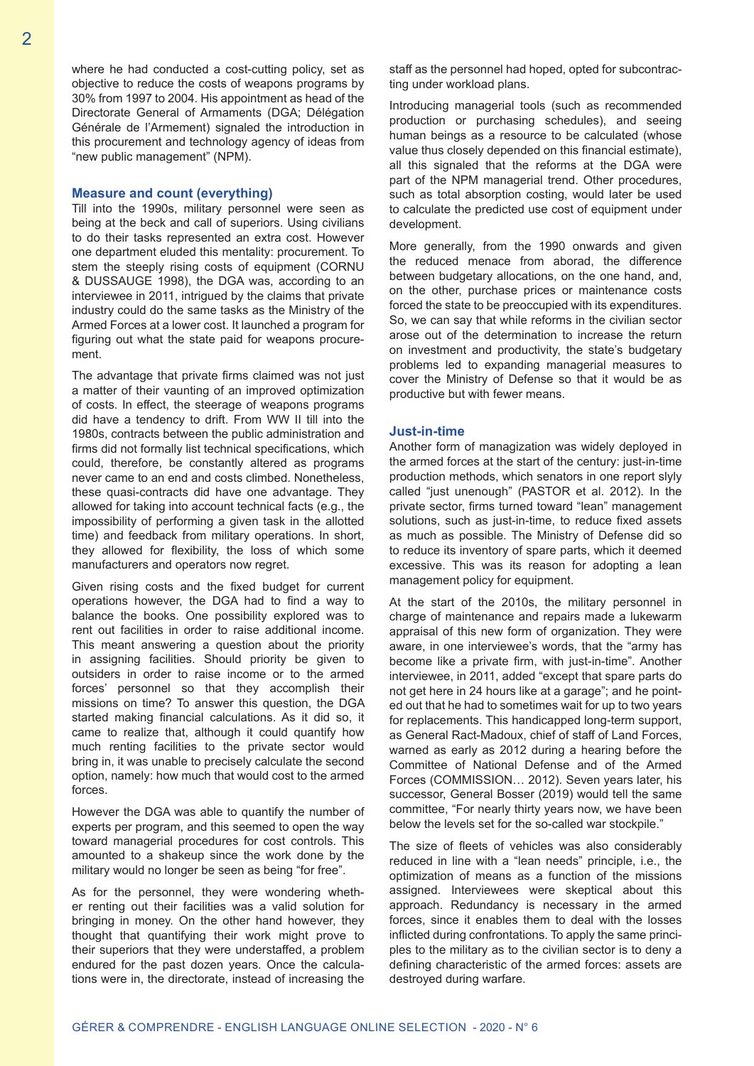where he had conducted a cost-cutting policy, set as objective to reduce the costs of weapons programs by 30% from 1997 to 2004. His appointment as head of the Directorate General of Armaments (DGA; Délégation Générale de l'Armement) signaled the introduction in this procurement and technology agency of ideas from "new public management" (NPM).

## Measure and count (everything)

Till into the 1990s, military personnel were seen as being at the beck and call of superiors. Using civilians to do their tasks represented an extra cost. However one department eluded this mentality: procurement. To stem the steeply rising costs of equipment (CORNU & DUSSAUGE 1998), the DGA was, according to an interviewee in 2011, intrigued by the claims that private industry could do the same tasks as the Ministry of the Armed Forces at a lower cost. It launched a program for figuring out what the state paid for weapons procurement.

The advantage that private firms claimed was not just a matter of their vaunting of an improved optimization of costs. In effect, the steerage of weapons programs did have a tendency to drift. From WW II till into the 1980s, contracts between the public administration and firms did not formally list technical specifications, which could, therefore, be constantly altered as programs never came to an end and costs climbed. Nonetheless, these quasi-contracts did have one advantage. They allowed for taking into account technical facts (e.g., the impossibility of performing a given task in the allotted time) and feedback from military operations. In short, they allowed for flexibility, the loss of which some manufacturers and operators now regret.

Given rising costs and the fixed budget for current operations however, the DGA had to find a way to balance the books. One possibility explored was to rent out facilities in order to raise additional income. This meant answering a question about the priority in assigning facilities. Should priority be given to outsiders in order to raise income or to the armed forces' personnel so that they accomplish their missions on time? To answer this question, the DGA started making financial calculations. As it did so, it came to realize that, although it could quantify how much renting facilities to the private sector would bring in, it was unable to precisely calculate the second option, namely: how much that would cost to the armed forces.

However the DGA was able to quantify the number of experts per program, and this seemed to open the way toward managerial procedures for cost controls. This amounted to a shakeup since the work done by the military would no longer be seen as being "for free".

As for the personnel, they were wondering whether renting out their facilities was a valid solution for bringing in money. On the other hand however, they thought that quantifying their work might prove to their superiors that they were understaffed, a problem endured for the past dozen years. Once the calculations were in, the directorate, instead of increasing the staff as the personnel had hoped, opted for subcontracting under workload plans.

Introducing managerial tools (such as recommended production or purchasing schedules), and seeing human beings as a resource to be calculated (whose value thus closely depended on this financial estimate), all this signaled that the reforms at the DGA were part of the NPM managerial trend. Other procedures, such as total absorption costing, would later be used to calculate the predicted use cost of equipment under development.

More generally, from the 1990 onwards and given the reduced menace from aborad, the difference between budgetary allocations, on the one hand, and, on the other, purchase prices or maintenance costs forced the state to be preoccupied with its expenditures. So, we can say that while reforms in the civilian sector arose out of the determination to increase the return on investment and productivity, the state's budgetary problems led to expanding managerial measures to cover the Ministry of Defense so that it would be as productive but with fewer means.

## Just-in-time

Another form of managization was widely deployed in the armed forces at the start of the century: just-in-time production methods, which senators in one report slyly called "just unenough" (PASTOR et al. 2012). In the private sector, firms turned toward "lean" management solutions, such as just-in-time, to reduce fixed assets as much as possible. The Ministry of Defense did so to reduce its inventory of spare parts, which it deemed excessive. This was its reason for adopting a lean management policy for equipment.

At the start of the 2010s, the military personnel in charge of maintenance and repairs made a lukewarm appraisal of this new form of organization. They were aware, in one interviewee's words, that the "army has become like a private firm, with just-in-time". Another interviewee, in 2011, added "except that spare parts do not get here in 24 hours like at a garage"; and he pointed out that he had to sometimes wait for up to two years for replacements. This handicapped long-term support, as General Ract-Madoux, chief of staff of Land Forces, warned as early as 2012 during a hearing before the Committee of National Defense and of the Armed Forces (COMMISSION… 2012). Seven years later, his successor, General Bosser (2019) would tell the same committee, "For nearly thirty years now, we have been below the levels set for the so-called war stockpile."

The size of fleets of vehicles was also considerably reduced in line with a "lean needs" principle, i.e., the optimization of means as a function of the missions assigned. Interviewees were skeptical about this approach. Redundancy is necessary in the armed forces, since it enables them to deal with the losses inflicted during confrontations. To apply the same principles to the military as to the civilian sector is to deny a defining characteristic of the armed forces: assets are destroyed during warfare.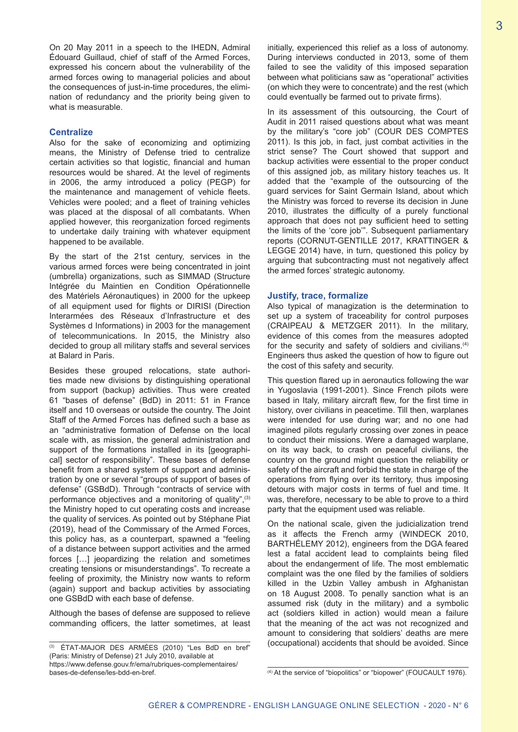On 20 May 2011 in a speech to the IHEDN, Admiral Édouard Guillaud, chief of staff of the Armed Forces, expressed his concern about the vulnerability of the armed forces owing to managerial policies and about the consequences of just-in-time procedures, the elimination of redundancy and the priority being given to what is measurable.

### Centralize

Also for the sake of economizing and optimizing means, the Ministry of Defense tried to centralize certain activities so that logistic, financial and human resources would be shared. At the level of regiments in 2006, the army introduced a policy (PEGP) for the maintenance and management of vehicle fleets. Vehicles were pooled; and a fleet of training vehicles was placed at the disposal of all combatants. When applied however, this reorganization forced regiments to undertake daily training with whatever equipment happened to be available.

By the start of the 21st century, services in the various armed forces were being concentrated in joint (umbrella) organizations, such as SIMMAD (Structure Intégrée du Maintien en Condition Opérationnelle des Matériels Aéronautiques) in 2000 for the upkeep of all equipment used for flights or DIRISI (Direction Interarmées des Réseaux d'Infrastructure et des Systèmes d Informations) in 2003 for the management of telecommunications. In 2015, the Ministry also decided to group all military staffs and several services at Balard in Paris.

Besides these grouped relocations, state authorities made new divisions by distinguishing operational from support (backup) activities. Thus were created 61 "bases of defense" (BdD) in 2011: 51 in France itself and 10 overseas or outside the country. The Joint Staff of the Armed Forces has defined such a base as an "administrative formation of Defense on the local scale with, as mission, the general administration and support of the formations installed in its [geographical] sector of responsibility". These bases of defense benefit from a shared system of support and administration by one or several "groups of support of bases of defense" (GSBdD). Through "contracts of service with performance objectives and a monitoring of quality",[3] the Ministry hoped to cut operating costs and increase the quality of services. As pointed out by Stéphane Piat (2019), head of the Commissary of the Armed Forces, this policy has, as a counterpart, spawned a "feeling of a distance between support activities and the armed forces […] jeopardizing the relation and sometimes creating tensions or misunderstandings". To recreate a feeling of proximity, the Ministry now wants to reform (again) support and backup activities by associating one GSBdD with each base of defense.

Although the bases of defense are supposed to relieve commanding officers, the latter sometimes, at least initially, experienced this relief as a loss of autonomy. During interviews conducted in 2013, some of them failed to see the validity of this imposed separation between what politicians saw as "operational" activities (on which they were to concentrate) and the rest (which could eventually be farmed out to private firms).

In its assessment of this outsourcing, the Court of Audit in 2011 raised questions about what was meant by the military's "core job" (COUR DES COMPTES 2011). Is this job, in fact, just combat activities in the strict sense? The Court showed that support and backup activities were essential to the proper conduct of this assigned job, as military history teaches us. It added that the "example of the outsourcing of the guard services for Saint Germain Island, about which the Ministry was forced to reverse its decision in June 2010, illustrates the difficulty of a purely functional approach that does not pay sufficient heed to setting the limits of the 'core job'". Subsequent parliamentary reports (CORNUT-GENTILLE 2017, KRATTINGER & LEGGE 2014) have, in turn, questioned this policy by arguing that subcontracting must not negatively affect the armed forces' strategic autonomy.

### Justify, trace, formalize

Also typical of managization is the determination to set up a system of traceability for control purposes (CRAIPEAU & METZGER 2011). In the military, evidence of this comes from the measures adopted for the security and safety of soldiers and civilians.[4] Engineers thus asked the question of how to figure out the cost of this safety and security.

This question flared up in aeronautics following the war in Yugoslavia (1991-2001). Since French pilots were based in Italy, military aircraft flew, for the first time in history, over civilians in peacetime. Till then, warplanes were intended for use during war; and no one had imagined pilots regularly crossing over zones in peace to conduct their missions. Were a damaged warplane, on its way back, to crash on peaceful civilians, the country on the ground might question the reliability or safety of the aircraft and forbid the state in charge of the operations from flying over its territory, thus imposing detours with major costs in terms of fuel and time. It was, therefore, necessary to be able to prove to a third party that the equipment used was reliable.

On the national scale, given the judicialization trend as it affects the French army (WINDECK 2010, BARTHÉLEMY 2012), engineers from the DGA feared lest a fatal accident lead to complaints being filed about the endangerment of life. The most emblematic complaint was the one filed by the families of soldiers killed in the Uzbin Valley ambush in Afghanistan on 18 August 2008. To penally sanction what is an assumed risk (duty in the military) and a symbolic act (soldiers killed in action) would mean a failure that the meaning of the act was not recognized and amount to considering that soldiers' deaths are mere (occupational) accidents that should be avoided. Since

---

[3] ÉTAT-MAJOR DES ARMÉES (2010) "Les BdD en bref" (Paris: Ministry of Defense) 21 July 2010, available at https://www.defense.gouv.fr/ema/rubriques-complementaires/bases-de-defense/les-bdd-en-bref.

[4] At the service of "biopolitics" or "biopower" (FOUCAULT 1976).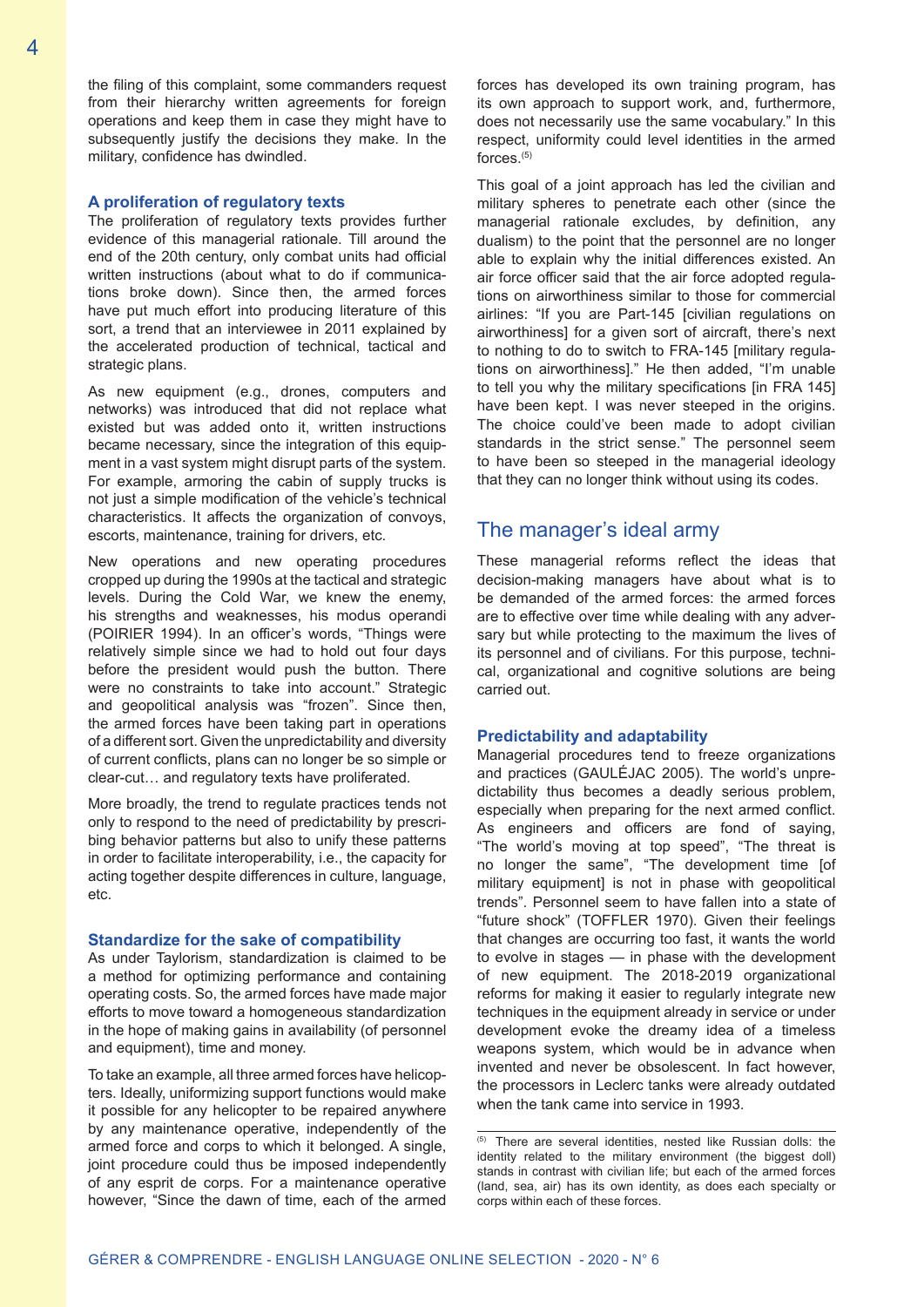the filing of this complaint, some commanders request from their hierarchy written agreements for foreign operations and keep them in case they might have to subsequently justify the decisions they make. In the military, confidence has dwindled.

### A proliferation of regulatory texts

The proliferation of regulatory texts provides further evidence of this managerial rationale. Till around the end of the 20th century, only combat units had official written instructions (about what to do if communications broke down). Since then, the armed forces have put much effort into producing literature of this sort, a trend that an interviewee in 2011 explained by the accelerated production of technical, tactical and strategic plans.

As new equipment (e.g., drones, computers and networks) was introduced that did not replace what existed but was added onto it, written instructions became necessary, since the integration of this equipment in a vast system might disrupt parts of the system. For example, armoring the cabin of supply trucks is not just a simple modification of the vehicle's technical characteristics. It affects the organization of convoys, escorts, maintenance, training for drivers, etc.

New operations and new operating procedures cropped up during the 1990s at the tactical and strategic levels. During the Cold War, we knew the enemy, his strengths and weaknesses, his modus operandi (POIRIER 1994). In an officer's words, "Things were relatively simple since we had to hold out four days before the president would push the button. There were no constraints to take into account." Strategic and geopolitical analysis was "frozen". Since then, the armed forces have been taking part in operations of a different sort. Given the unpredictability and diversity of current conflicts, plans can no longer be so simple or clear-cut… and regulatory texts have proliferated.

More broadly, the trend to regulate practices tends not only to respond to the need of predictability by prescribing behavior patterns but also to unify these patterns in order to facilitate interoperability, i.e., the capacity for acting together despite differences in culture, language, etc.

### Standardize for the sake of compatibility

As under Taylorism, standardization is claimed to be a method for optimizing performance and containing operating costs. So, the armed forces have made major efforts to move toward a homogeneous standardization in the hope of making gains in availability (of personnel and equipment), time and money.

To take an example, all three armed forces have helicopters. Ideally, uniformizing support functions would make it possible for any helicopter to be repaired anywhere by any maintenance operative, independently of the armed force and corps to which it belonged. A single, joint procedure could thus be imposed independently of any esprit de corps. For a maintenance operative however, "Since the dawn of time, each of the armed forces has developed its own training program, has its own approach to support work, and, furthermore, does not necessarily use the same vocabulary." In this respect, uniformity could level identities in the armed forces.[5]

This goal of a joint approach has led the civilian and military spheres to penetrate each other (since the managerial rationale excludes, by definition, any dualism) to the point that the personnel are no longer able to explain why the initial differences existed. An air force officer said that the air force adopted regulations on airworthiness similar to those for commercial airlines: "If you are Part-145 [civilian regulations on airworthiness] for a given sort of aircraft, there's next to nothing to do to switch to FRA-145 [military regulations on airworthiness]." He then added, "I'm unable to tell you why the military specifications [in FRA 145] have been kept. I was never steeped in the origins. The choice could've been made to adopt civilian standards in the strict sense." The personnel seem to have been so steeped in the managerial ideology that they can no longer think without using its codes.

## The manager's ideal army

These managerial reforms reflect the ideas that decision-making managers have about what is to be demanded of the armed forces: the armed forces are to effective over time while dealing with any adversary but while protecting to the maximum the lives of its personnel and of civilians. For this purpose, technical, organizational and cognitive solutions are being carried out.

### Predictability and adaptability

Managerial procedures tend to freeze organizations and practices (GAULÉJAC 2005). The world's unpredictability thus becomes a deadly serious problem, especially when preparing for the next armed conflict. As engineers and officers are fond of saying, "The world's moving at top speed", "The threat is no longer the same", "The development time [of military equipment] is not in phase with geopolitical trends". Personnel seem to have fallen into a state of "future shock" (TOFFLER 1970). Given their feelings that changes are occurring too fast, it wants the world to evolve in stages — in phase with the development of new equipment. The 2018-2019 organizational reforms for making it easier to regularly integrate new techniques in the equipment already in service or under development evoke the dreamy idea of a timeless weapons system, which would be in advance when invented and never be obsolescent. In fact however, the processors in Leclerc tanks were already outdated when the tank came into service in 1993.

---

[5] There are several identities, nested like Russian dolls: the identity related to the military environment (the biggest doll) stands in contrast with civilian life; but each of the armed forces (land, sea, air) has its own identity, as does each specialty or corps within each of these forces.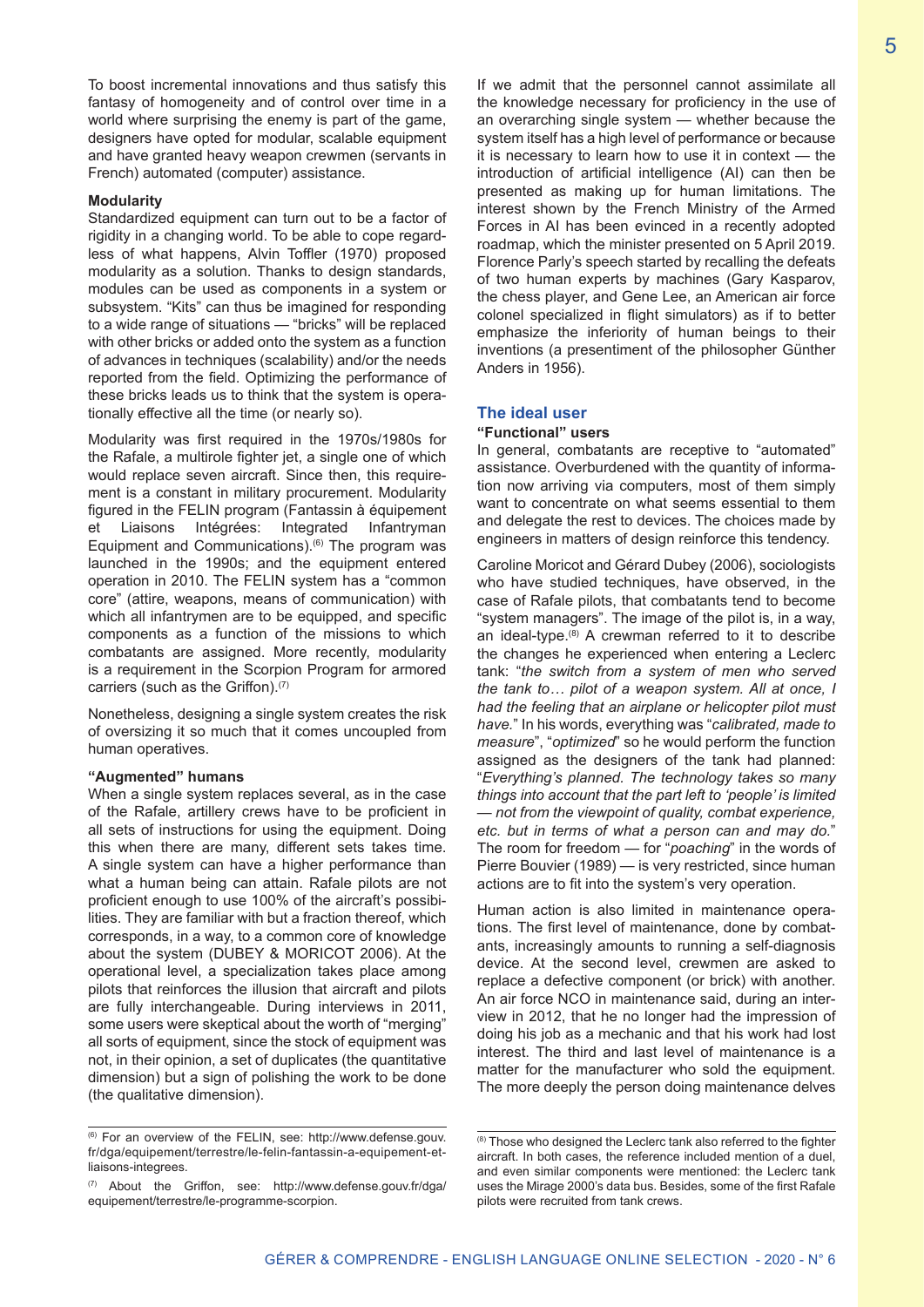To boost incremental innovations and thus satisfy this fantasy of homogeneity and of control over time in a world where surprising the enemy is part of the game, designers have opted for modular, scalable equipment and have granted heavy weapon crewmen (servants in French) automated (computer) assistance.

#### Modularity

Standardized equipment can turn out to be a factor of rigidity in a changing world. To be able to cope regardless of what happens, Alvin Toffler (1970) proposed modularity as a solution. Thanks to design standards, modules can be used as components in a system or subsystem. "Kits" can thus be imagined for responding to a wide range of situations — "bricks" will be replaced with other bricks or added onto the system as a function of advances in techniques (scalability) and/or the needs reported from the field. Optimizing the performance of these bricks leads us to think that the system is operationally effective all the time (or nearly so).

Modularity was first required in the 1970s/1980s for the Rafale, a multirole fighter jet, a single one of which would replace seven aircraft. Since then, this requirement is a constant in military procurement. Modularity figured in the FELIN program (Fantassin à équipement et Liaisons Intégrées: Integrated Infantryman Equipment and Communications).[6] The program was launched in the 1990s; and the equipment entered operation in 2010. The FELIN system has a "common core" (attire, weapons, means of communication) with which all infantrymen are to be equipped, and specific components as a function of the missions to which combatants are assigned. More recently, modularity is a requirement in the Scorpion Program for armored carriers (such as the Griffon).[7]

Nonetheless, designing a single system creates the risk of oversizing it so much that it comes uncoupled from human operatives.

#### "Augmented" humans

When a single system replaces several, as in the case of the Rafale, artillery crews have to be proficient in all sets of instructions for using the equipment. Doing this when there are many, different sets takes time. A single system can have a higher performance than what a human being can attain. Rafale pilots are not proficient enough to use 100% of the aircraft's possibilities. They are familiar with but a fraction thereof, which corresponds, in a way, to a common core of knowledge about the system (DUBEY & MORICOT 2006). At the operational level, a specialization takes place among pilots that reinforces the illusion that aircraft and pilots are fully interchangeable. During interviews in 2011, some users were skeptical about the worth of "merging" all sorts of equipment, since the stock of equipment was not, in their opinion, a set of duplicates (the quantitative dimension) but a sign of polishing the work to be done (the qualitative dimension).

If we admit that the personnel cannot assimilate all the knowledge necessary for proficiency in the use of an overarching single system — whether because the system itself has a high level of performance or because it is necessary to learn how to use it in context — the introduction of artificial intelligence (AI) can then be presented as making up for human limitations. The interest shown by the French Ministry of the Armed Forces in AI has been evinced in a recently adopted roadmap, which the minister presented on 5 April 2019. Florence Parly's speech started by recalling the defeats of two human experts by machines (Gary Kasparov, the chess player, and Gene Lee, an American air force colonel specialized in flight simulators) as if to better emphasize the inferiority of human beings to their inventions (a presentiment of the philosopher Günther Anders in 1956).

### The ideal user

#### "Functional" users

In general, combatants are receptive to "automated" assistance. Overburdened with the quantity of information now arriving via computers, most of them simply want to concentrate on what seems essential to them and delegate the rest to devices. The choices made by engineers in matters of design reinforce this tendency.

Caroline Moricot and Gérard Dubey (2006), sociologists who have studied techniques, have observed, in the case of Rafale pilots, that combatants tend to become "system managers". The image of the pilot is, in a way, an ideal-type.[8] A crewman referred to it to describe the changes he experienced when entering a Leclerc tank: "*the switch from a system of men who served the tank to… pilot of a weapon system. All at once, I had the feeling that an airplane or helicopter pilot must have.*" In his words, everything was "*calibrated, made to measure*", "*optimized*" so he would perform the function assigned as the designers of the tank had planned: "*Everything's planned. The technology takes so many things into account that the part left to 'people' is limited — not from the viewpoint of quality, combat experience, etc. but in terms of what a person can and may do.*" The room for freedom — for "*poaching*" in the words of Pierre Bouvier (1989) — is very restricted, since human actions are to fit into the system's very operation.

Human action is also limited in maintenance operations. The first level of maintenance, done by combatants, increasingly amounts to running a self-diagnosis device. At the second level, crewmen are asked to replace a defective component (or brick) with another. An air force NCO in maintenance said, during an interview in 2012, that he no longer had the impression of doing his job as a mechanic and that his work had lost interest. The third and last level of maintenance is a matter for the manufacturer who sold the equipment. The more deeply the person doing maintenance delves

---

[6] For an overview of the FELIN, see: http://www.defense.gouv.fr/dga/equipement/terrestre/le-felin-fantassin-a-equipement-et-liaisons-integrees.

[7] About the Griffon, see: http://www.defense.gouv.fr/dga/equipement/terrestre/le-programme-scorpion.

[8] Those who designed the Leclerc tank also referred to the fighter aircraft. In both cases, the reference included mention of a duel, and even similar components were mentioned: the Leclerc tank uses the Mirage 2000's data bus. Besides, some of the first Rafale pilots were recruited from tank crews.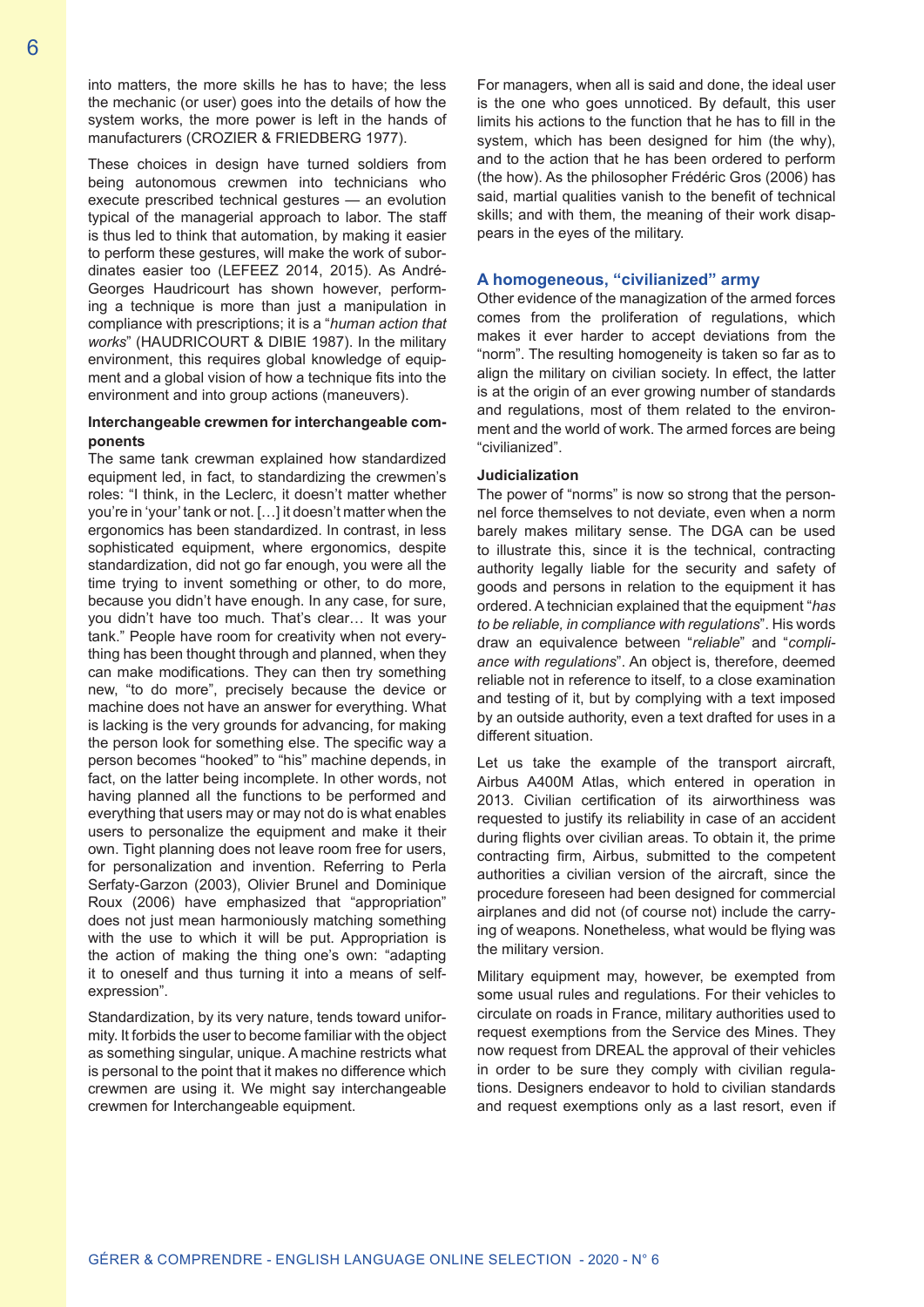into matters, the more skills he has to have; the less the mechanic (or user) goes into the details of how the system works, the more power is left in the hands of manufacturers (CROZIER & FRIEDBERG 1977).

These choices in design have turned soldiers from being autonomous crewmen into technicians who execute prescribed technical gestures — an evolution typical of the managerial approach to labor. The staff is thus led to think that automation, by making it easier to perform these gestures, will make the work of subordinates easier too (LEFEEZ 2014, 2015). As André-Georges Haudricourt has shown however, performing a technique is more than just a manipulation in compliance with prescriptions; it is a "*human action that works*" (HAUDRICOURT & DIBIE 1987). In the military environment, this requires global knowledge of equipment and a global vision of how a technique fits into the environment and into group actions (maneuvers).

### Interchangeable crewmen for interchangeable components

The same tank crewman explained how standardized equipment led, in fact, to standardizing the crewmen's roles: "I think, in the Leclerc, it doesn't matter whether you're in 'your' tank or not. […] it doesn't matter when the ergonomics has been standardized. In contrast, in less sophisticated equipment, where ergonomics, despite standardization, did not go far enough, you were all the time trying to invent something or other, to do more, because you didn't have enough. In any case, for sure, you didn't have too much. That's clear… It was your tank." People have room for creativity when not everything has been thought through and planned, when they can make modifications. They can then try something new, "to do more", precisely because the device or machine does not have an answer for everything. What is lacking is the very grounds for advancing, for making the person look for something else. The specific way a person becomes "hooked" to "his" machine depends, in fact, on the latter being incomplete. In other words, not having planned all the functions to be performed and everything that users may or may not do is what enables users to personalize the equipment and make it their own. Tight planning does not leave room free for users, for personalization and invention. Referring to Perla Serfaty-Garzon (2003), Olivier Brunel and Dominique Roux (2006) have emphasized that "appropriation" does not just mean harmoniously matching something with the use to which it will be put. Appropriation is the action of making the thing one's own: "adapting it to oneself and thus turning it into a means of self-expression".

Standardization, by its very nature, tends toward uniformity. It forbids the user to become familiar with the object as something singular, unique. A machine restricts what is personal to the point that it makes no difference which crewmen are using it. We might say interchangeable crewmen for Interchangeable equipment.

For managers, when all is said and done, the ideal user is the one who goes unnoticed. By default, this user limits his actions to the function that he has to fill in the system, which has been designed for him (the why), and to the action that he has been ordered to perform (the how). As the philosopher Frédéric Gros (2006) has said, martial qualities vanish to the benefit of technical skills; and with them, the meaning of their work disappears in the eyes of the military.

## A homogeneous, "civilianized" army

Other evidence of the managization of the armed forces comes from the proliferation of regulations, which makes it ever harder to accept deviations from the "norm". The resulting homogeneity is taken so far as to align the military on civilian society. In effect, the latter is at the origin of an ever growing number of standards and regulations, most of them related to the environment and the world of work. The armed forces are being "civilianized".

### Judicialization

The power of "norms" is now so strong that the personnel force themselves to not deviate, even when a norm barely makes military sense. The DGA can be used to illustrate this, since it is the technical, contracting authority legally liable for the security and safety of goods and persons in relation to the equipment it has ordered. A technician explained that the equipment "*has to be reliable, in compliance with regulations*". His words draw an equivalence between "*reliable*" and "*compliance with regulations*". An object is, therefore, deemed reliable not in reference to itself, to a close examination and testing of it, but by complying with a text imposed by an outside authority, even a text drafted for uses in a different situation.

Let us take the example of the transport aircraft, Airbus A400M Atlas, which entered in operation in 2013. Civilian certification of its airworthiness was requested to justify its reliability in case of an accident during flights over civilian areas. To obtain it, the prime contracting firm, Airbus, submitted to the competent authorities a civilian version of the aircraft, since the procedure foreseen had been designed for commercial airplanes and did not (of course not) include the carrying of weapons. Nonetheless, what would be flying was the military version.

Military equipment may, however, be exempted from some usual rules and regulations. For their vehicles to circulate on roads in France, military authorities used to request exemptions from the Service des Mines. They now request from DREAL the approval of their vehicles in order to be sure they comply with civilian regulations. Designers endeavor to hold to civilian standards and request exemptions only as a last resort, even if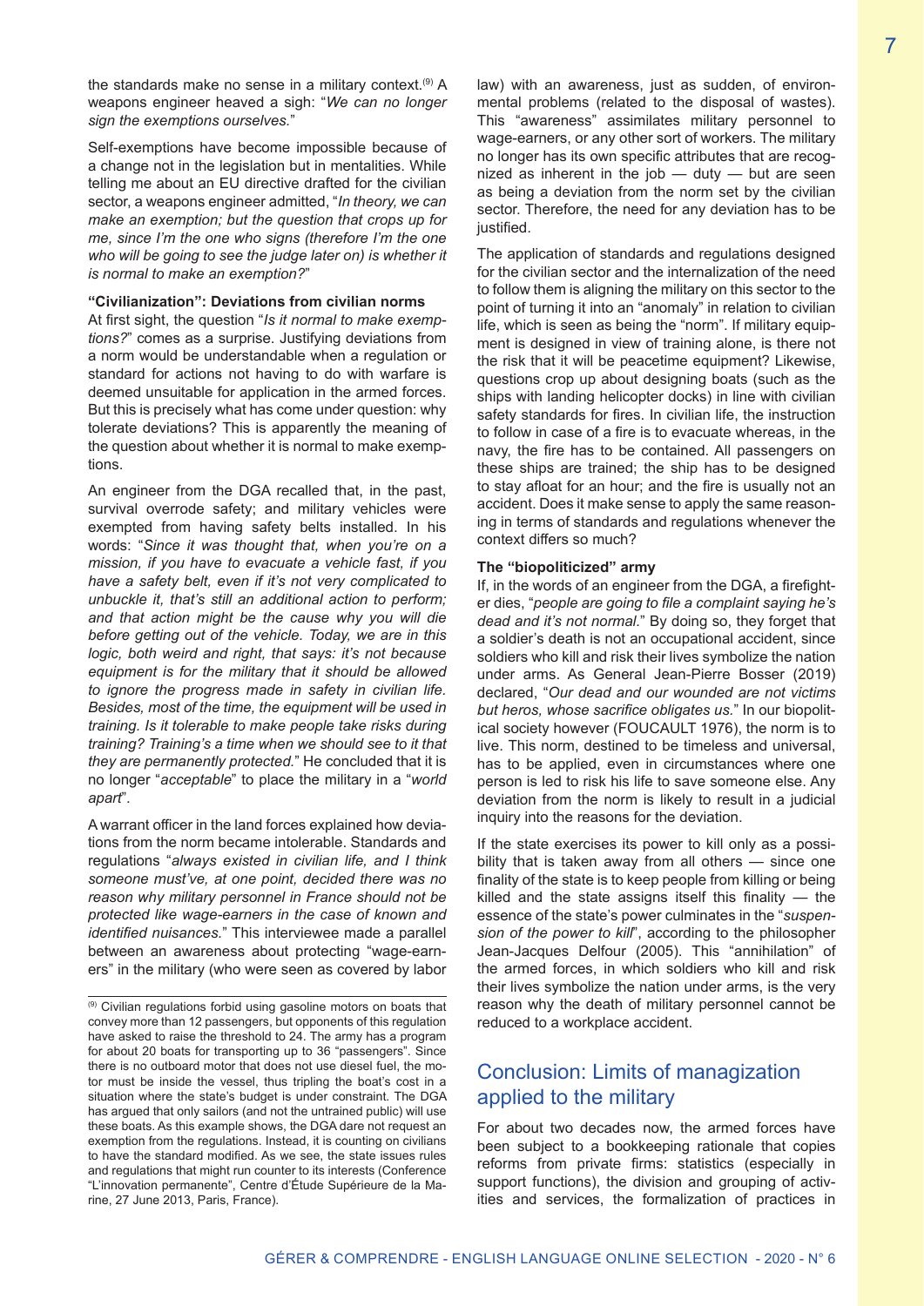the standards make no sense in a military context.[9] A weapons engineer heaved a sigh: "*We can no longer sign the exemptions ourselves.*"

Self-exemptions have become impossible because of a change not in the legislation but in mentalities. While telling me about an EU directive drafted for the civilian sector, a weapons engineer admitted, "*In theory, we can make an exemption; but the question that crops up for me, since I'm the one who signs (therefore I'm the one who will be going to see the judge later on) is whether it is normal to make an exemption?*"

### "Civilianization": Deviations from civilian norms

At first sight, the question "*Is it normal to make exemptions?*" comes as a surprise. Justifying deviations from a norm would be understandable when a regulation or standard for actions not having to do with warfare is deemed unsuitable for application in the armed forces. But this is precisely what has come under question: why tolerate deviations? This is apparently the meaning of the question about whether it is normal to make exemptions.

An engineer from the DGA recalled that, in the past, survival overrode safety; and military vehicles were exempted from having safety belts installed. In his words: "*Since it was thought that, when you're on a mission, if you have to evacuate a vehicle fast, if you have a safety belt, even if it's not very complicated to unbuckle it, that's still an additional action to perform; and that action might be the cause why you will die before getting out of the vehicle. Today, we are in this logic, both weird and right, that says: it's not because equipment is for the military that it should be allowed to ignore the progress made in safety in civilian life. Besides, most of the time, the equipment will be used in training. Is it tolerable to make people take risks during training? Training's a time when we should see to it that they are permanently protected.*" He concluded that it is no longer "*acceptable*" to place the military in a "*world apart*".

A warrant officer in the land forces explained how deviations from the norm became intolerable. Standards and regulations "*always existed in civilian life, and I think someone must've, at one point, decided there was no reason why military personnel in France should not be protected like wage-earners in the case of known and identified nuisances.*" This interviewee made a parallel between an awareness about protecting "wage-earners" in the military (who were seen as covered by labor law) with an awareness, just as sudden, of environmental problems (related to the disposal of wastes). This "awareness" assimilates military personnel to wage-earners, or any other sort of workers. The military no longer has its own specific attributes that are recognized as inherent in the job — duty — but are seen as being a deviation from the norm set by the civilian sector. Therefore, the need for any deviation has to be justified.

The application of standards and regulations designed for the civilian sector and the internalization of the need to follow them is aligning the military on this sector to the point of turning it into an "anomaly" in relation to civilian life, which is seen as being the "norm". If military equipment is designed in view of training alone, is there not the risk that it will be peacetime equipment? Likewise, questions crop up about designing boats (such as the ships with landing helicopter docks) in line with civilian safety standards for fires. In civilian life, the instruction to follow in case of a fire is to evacuate whereas, in the navy, the fire has to be contained. All passengers on these ships are trained; the ship has to be designed to stay afloat for an hour; and the fire is usually not an accident. Does it make sense to apply the same reasoning in terms of standards and regulations whenever the context differs so much?

### The "biopoliticized" army

If, in the words of an engineer from the DGA, a firefighter dies, "*people are going to file a complaint saying he's dead and it's not normal.*" By doing so, they forget that a soldier's death is not an occupational accident, since soldiers who kill and risk their lives symbolize the nation under arms. As General Jean-Pierre Bosser (2019) declared, "*Our dead and our wounded are not victims but heros, whose sacrifice obligates us.*" In our biopolitical society however (FOUCAULT 1976), the norm is to live. This norm, destined to be timeless and universal, has to be applied, even in circumstances where one person is led to risk his life to save someone else. Any deviation from the norm is likely to result in a judicial inquiry into the reasons for the deviation.

If the state exercises its power to kill only as a possibility that is taken away from all others — since one finality of the state is to keep people from killing or being killed and the state assigns itself this finality — the essence of the state's power culminates in the "*suspension of the power to kill*", according to the philosopher Jean-Jacques Delfour (2005). This "annihilation" of the armed forces, in which soldiers who kill and risk their lives symbolize the nation under arms, is the very reason why the death of military personnel cannot be reduced to a workplace accident.

## Conclusion: Limits of managization applied to the military

For about two decades now, the armed forces have been subject to a bookkeeping rationale that copies reforms from private firms: statistics (especially in support functions), the division and grouping of activities and services, the formalization of practices in

---

[9] Civilian regulations forbid using gasoline motors on boats that convey more than 12 passengers, but opponents of this regulation have asked to raise the threshold to 24. The army has a program for about 20 boats for transporting up to 36 "passengers". Since there is no outboard motor that does not use diesel fuel, the motor must be inside the vessel, thus tripling the boat's cost in a situation where the state's budget is under constraint. The DGA has argued that only sailors (and not the untrained public) will use these boats. As this example shows, the DGA dare not request an exemption from the regulations. Instead, it is counting on civilians to have the standard modified. As we see, the state issues rules and regulations that might run counter to its interests (Conference "L'innovation permanente", Centre d'Étude Supérieure de la Marine, 27 June 2013, Paris, France).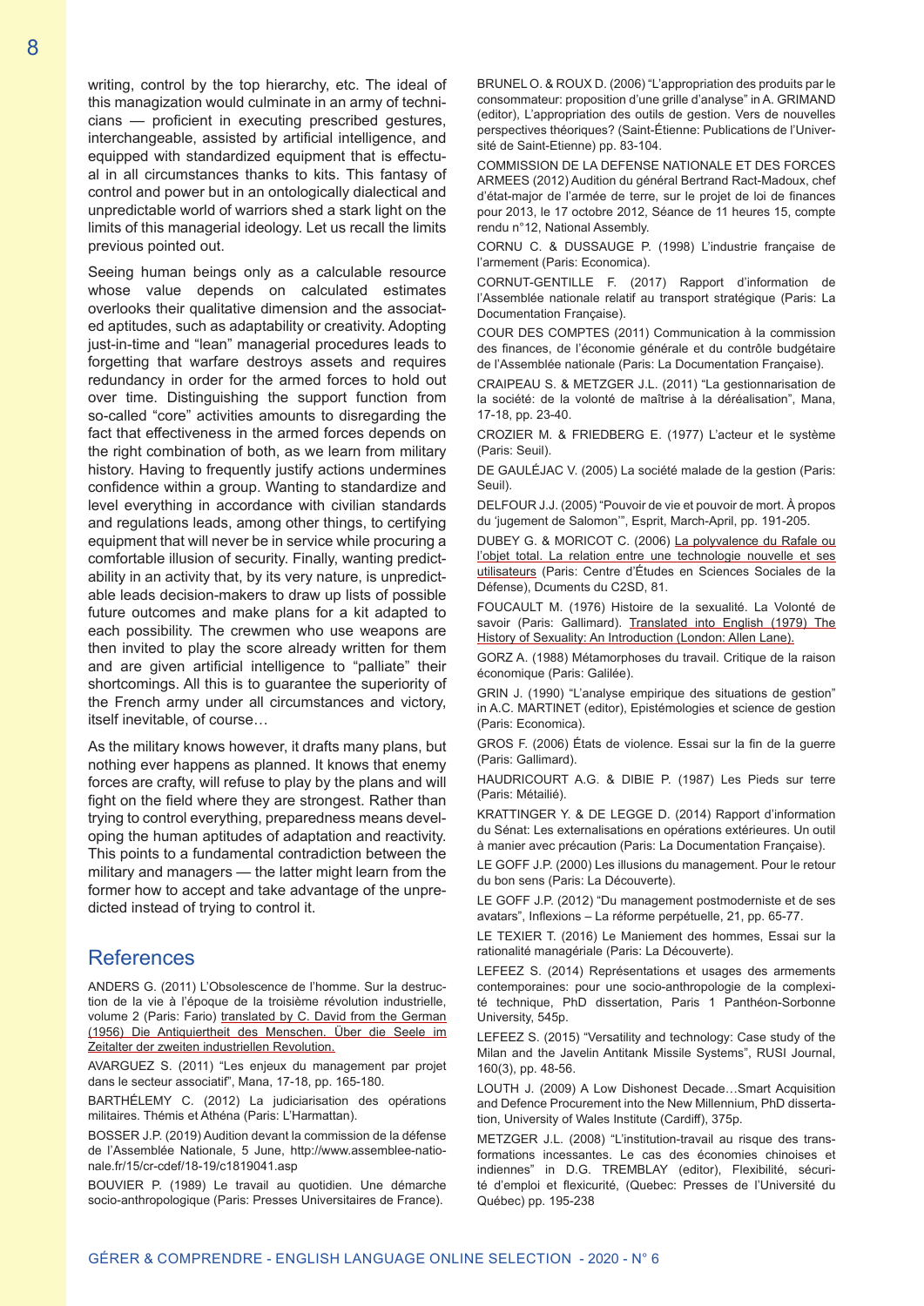writing, control by the top hierarchy, etc. The ideal of this managization would culminate in an army of technicians — proficient in executing prescribed gestures, interchangeable, assisted by artificial intelligence, and equipped with standardized equipment that is effectual in all circumstances thanks to kits. This fantasy of control and power but in an ontologically dialectical and unpredictable world of warriors shed a stark light on the limits of this managerial ideology. Let us recall the limits previous pointed out.

Seeing human beings only as a calculable resource whose value depends on calculated estimates overlooks their qualitative dimension and the associated aptitudes, such as adaptability or creativity. Adopting just-in-time and "lean" managerial procedures leads to forgetting that warfare destroys assets and requires redundancy in order for the armed forces to hold out over time. Distinguishing the support function from so-called "core" activities amounts to disregarding the fact that effectiveness in the armed forces depends on the right combination of both, as we learn from military history. Having to frequently justify actions undermines confidence within a group. Wanting to standardize and level everything in accordance with civilian standards and regulations leads, among other things, to certifying equipment that will never be in service while procuring a comfortable illusion of security. Finally, wanting predictability in an activity that, by its very nature, is unpredictable leads decision-makers to draw up lists of possible future outcomes and make plans for a kit adapted to each possibility. The crewmen who use weapons are then invited to play the score already written for them and are given artificial intelligence to "palliate" their shortcomings. All this is to guarantee the superiority of the French army under all circumstances and victory, itself inevitable, of course…

As the military knows however, it drafts many plans, but nothing ever happens as planned. It knows that enemy forces are crafty, will refuse to play by the plans and will fight on the field where they are strongest. Rather than trying to control everything, preparedness means developing the human aptitudes of adaptation and reactivity. This points to a fundamental contradiction between the military and managers — the latter might learn from the former how to accept and take advantage of the unpredicted instead of trying to control it.

## References

ANDERS G. (2011) L'Obsolescence de l'homme. Sur la destruction de la vie à l'époque de la troisième révolution industrielle, volume 2 (Paris: Fario) translated by C. David from the German (1956) Die Antiquiertheit des Menschen. Über die Seele im Zeitalter der zweiten industriellen Revolution.

AVARGUEZ S. (2011) "Les enjeux du management par projet dans le secteur associatif", Mana, 17-18, pp. 165-180.

BARTHÉLEMY C. (2012) La judiciarisation des opérations militaires. Thémis et Athéna (Paris: L'Harmattan).

BOSSER J.P. (2019) Audition devant la commission de la défense de l'Assemblée Nationale, 5 June, http://www.assemblee-nationale.fr/15/cr-cdef/18-19/c1819041.asp

BOUVIER P. (1989) Le travail au quotidien. Une démarche socio-anthropologique (Paris: Presses Universitaires de France).

BRUNEL O. & ROUX D. (2006) "L'appropriation des produits par le consommateur: proposition d'une grille d'analyse" in A. GRIMAND (editor), L'appropriation des outils de gestion. Vers de nouvelles perspectives théoriques? (Saint-Étienne: Publications de l'Université de Saint-Etienne) pp. 83-104.

COMMISSION DE LA DEFENSE NATIONALE ET DES FORCES ARMEES (2012) Audition du général Bertrand Ract-Madoux, chef d'état-major de l'armée de terre, sur le projet de loi de finances pour 2013, le 17 octobre 2012, Séance de 11 heures 15, compte rendu n°12, National Assembly.

CORNU C. & DUSSAUGE P. (1998) L'industrie française de l'armement (Paris: Economica).

CORNUT-GENTILLE F. (2017) Rapport d'information de l'Assemblée nationale relatif au transport stratégique (Paris: La Documentation Française).

COUR DES COMPTES (2011) Communication à la commission des finances, de l'économie générale et du contrôle budgétaire de l'Assemblée nationale (Paris: La Documentation Française).

CRAIPEAU S. & METZGER J.L. (2011) "La gestionnarisation de la société: de la volonté de maîtrise à la déréalisation", Mana, 17-18, pp. 23-40.

CROZIER M. & FRIEDBERG E. (1977) L'acteur et le système (Paris: Seuil).

DE GAULÉJAC V. (2005) La société malade de la gestion (Paris: Seuil).

DELFOUR J.J. (2005) "Pouvoir de vie et pouvoir de mort. À propos du 'jugement de Salomon'", Esprit, March-April, pp. 191-205.

DUBEY G. & MORICOT C. (2006) La polyvalence du Rafale ou l'objet total. La relation entre une technologie nouvelle et ses utilisateurs (Paris: Centre d'Études en Sciences Sociales de la Défense), Dcuments du C2SD, 81.

FOUCAULT M. (1976) Histoire de la sexualité. La Volonté de savoir (Paris: Gallimard). Translated into English (1979) The History of Sexuality: An Introduction (London: Allen Lane).

GORZ A. (1988) Métamorphoses du travail. Critique de la raison économique (Paris: Galilée).

GRIN J. (1990) "L'analyse empirique des situations de gestion" in A.C. MARTINET (editor), Epistémologies et science de gestion (Paris: Economica).

GROS F. (2006) États de violence. Essai sur la fin de la guerre (Paris: Gallimard).

HAUDRICOURT A.G. & DIBIE P. (1987) Les Pieds sur terre (Paris: Métailié).

KRATTINGER Y. & DE LEGGE D. (2014) Rapport d'information du Sénat: Les externalisations en opérations extérieures. Un outil à manier avec précaution (Paris: La Documentation Française).

LE GOFF J.P. (2000) Les illusions du management. Pour le retour du bon sens (Paris: La Découverte).

LE GOFF J.P. (2012) "Du management postmoderniste et de ses avatars", Inflexions – La réforme perpétuelle, 21, pp. 65-77.

LE TEXIER T. (2016) Le Maniement des hommes, Essai sur la rationalité managériale (Paris: La Découverte).

LEFEEZ S. (2014) Représentations et usages des armements contemporaines: pour une socio-anthropologie de la complexité technique, PhD dissertation, Paris 1 Panthéon-Sorbonne University, 545p.

LEFEEZ S. (2015) "Versatility and technology: Case study of the Milan and the Javelin Antitank Missile Systems", RUSI Journal, 160(3), pp. 48-56.

LOUTH J. (2009) A Low Dishonest Decade…Smart Acquisition and Defence Procurement into the New Millennium, PhD dissertation, University of Wales Institute (Cardiff), 375p.

METZGER J.L. (2008) "L'institution-travail au risque des transformations incessantes. Le cas des économies chinoises et indiennes" in D.G. TREMBLAY (editor), Flexibilité, sécurité d'emploi et flexicurité, (Quebec: Presses de l'Université du Québec) pp. 195-238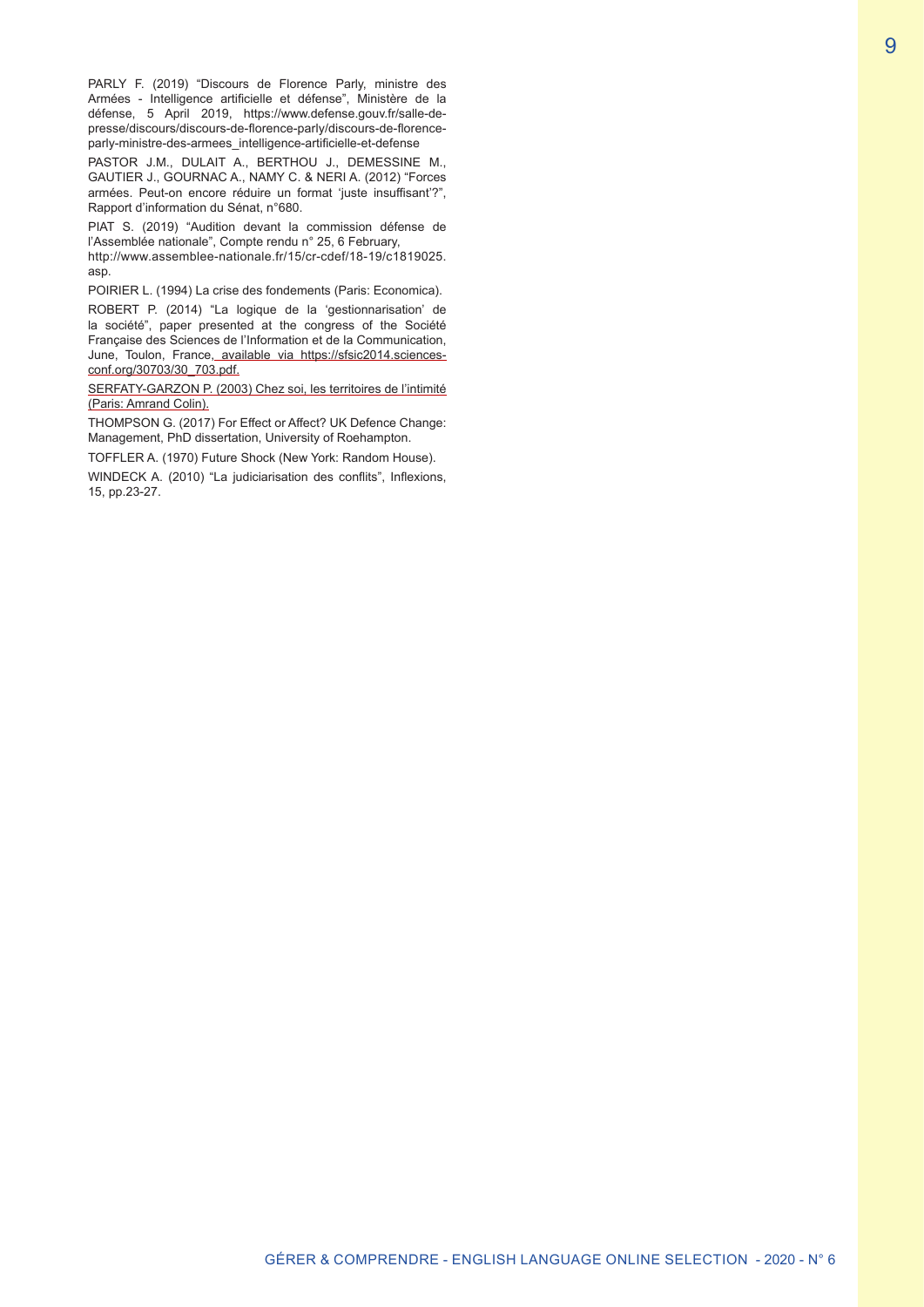PARLY F. (2019) "Discours de Florence Parly, ministre des Armées - Intelligence artificielle et défense", Ministère de la défense, 5 April 2019, https://www.defense.gouv.fr/salle-de-presse/discours/discours-de-florence-parly/discours-de-florence-parly-ministre-des-armees_intelligence-artificielle-et-defense

PASTOR J.M., DULAIT A., BERTHOU J., DEMESSINE M., GAUTIER J., GOURNAC A., NAMY C. & NERI A. (2012) "Forces armées. Peut-on encore réduire un format 'juste insuffisant'?", Rapport d'information du Sénat, n°680.

PIAT S. (2019) "Audition devant la commission défense de l'Assemblée nationale", Compte rendu n° 25, 6 February, http://www.assemblee-nationale.fr/15/cr-cdef/18-19/c1819025.asp.

POIRIER L. (1994) La crise des fondements (Paris: Economica).

ROBERT P. (2014) "La logique de la 'gestionnarisation' de la société", paper presented at the congress of the Société Française des Sciences de l'Information et de la Communication, June, Toulon, France, available via https://sfsic2014.sciences-conf.org/30703/30_703.pdf.

SERFATY-GARZON P. (2003) Chez soi, les territoires de l'intimité (Paris: Amrand Colin).

THOMPSON G. (2017) For Effect or Affect? UK Defence Change: Management, PhD dissertation, University of Roehampton.

TOFFLER A. (1970) Future Shock (New York: Random House).

WINDECK A. (2010) "La judiciarisation des conflits", Inflexions, 15, pp.23-27.